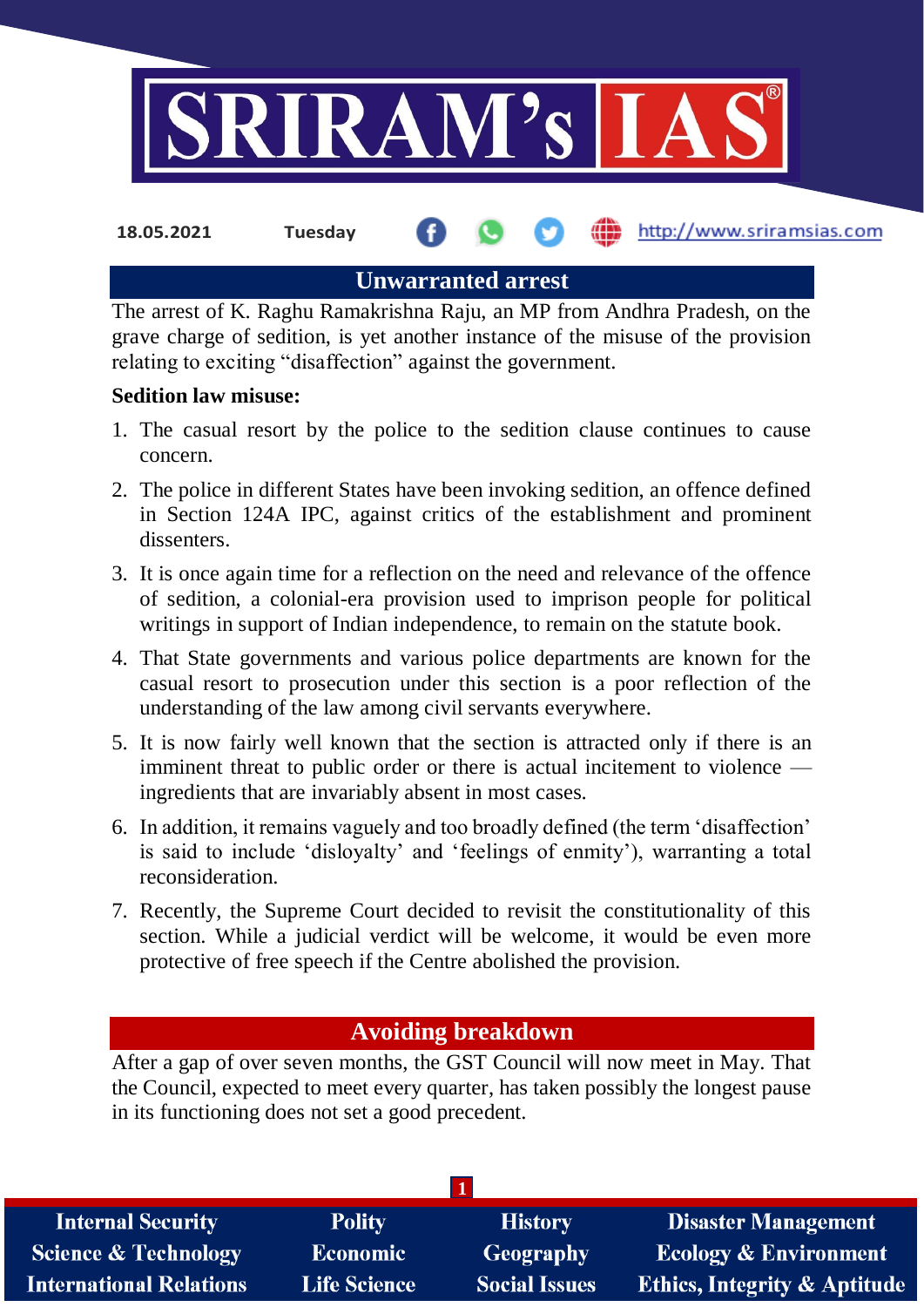## Unwarranted arrest

The arrest of K. Raghu Ramakrishna Raju, an MP from Andhra Pradesh, on the grave charge of sedition, is yet another instance of the misuse of the provision relating to exciting "disaffection" against the government.

**Sedition law misuse:**

1. The casual resort by the police to the sedition clause continues to cause concern.
2. The police in different States have been invoking sedition, an offence defined in Section 124A IPC, against critics of the establishment and prominent dissenters.
3. It is once again time for a reflection on the need and relevance of the offence of sedition, a colonial-era provision used to imprison people for political writings in support of Indian independence, to remain on the statute book.
4. That State governments and various police departments are known for the casual resort to prosecution under this section is a poor reflection of the understanding of the law among civil servants everywhere.
5. It is now fairly well known that the section is attracted only if there is an imminent threat to public order or there is actual incitement to violence — ingredients that are invariably absent in most cases.
6. In addition, it remains vaguely and too broadly defined (the term 'disaffection' is said to include 'disloyalty' and 'feelings of enmity'), warranting a total reconsideration.
7. Recently, the Supreme Court decided to revisit the constitutionality of this section. While a judicial verdict will be welcome, it would be even more protective of free speech if the Centre abolished the provision.

## Avoiding breakdown

After a gap of over seven months, the GST Council will now meet in May. That the Council, expected to meet every quarter, has taken possibly the longest pause in its functioning does not set a good precedent.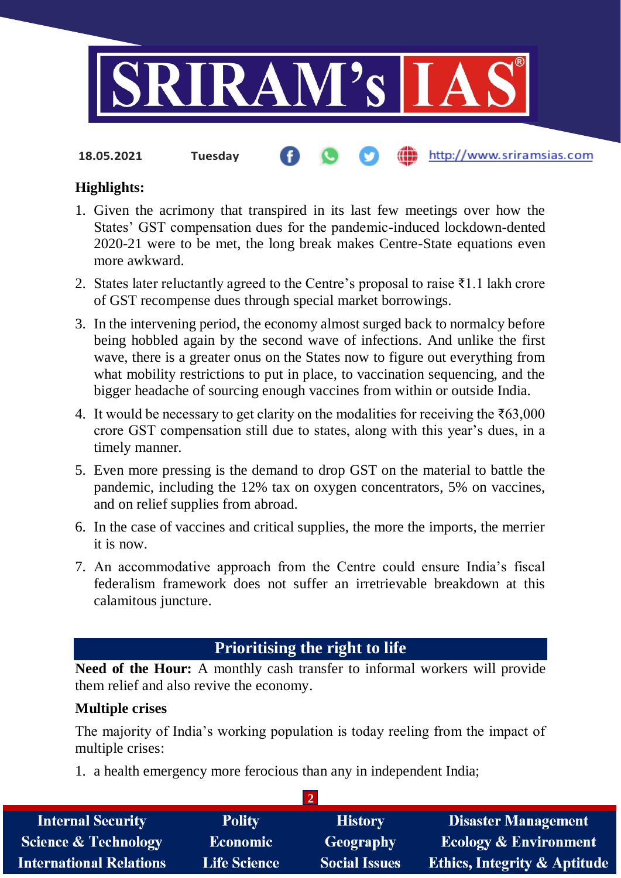**Highlights:**

1. Given the acrimony that transpired in its last few meetings over how the States' GST compensation dues for the pandemic-induced lockdown-dented 2020-21 were to be met, the long break makes Centre-State equations even more awkward.
2. States later reluctantly agreed to the Centre's proposal to raise ₹1.1 lakh crore of GST recompense dues through special market borrowings.
3. In the intervening period, the economy almost surged back to normalcy before being hobbled again by the second wave of infections. And unlike the first wave, there is a greater onus on the States now to figure out everything from what mobility restrictions to put in place, to vaccination sequencing, and the bigger headache of sourcing enough vaccines from within or outside India.
4. It would be necessary to get clarity on the modalities for receiving the ₹63,000 crore GST compensation still due to states, along with this year's dues, in a timely manner.
5. Even more pressing is the demand to drop GST on the material to battle the pandemic, including the 12% tax on oxygen concentrators, 5% on vaccines, and on relief supplies from abroad.
6. In the case of vaccines and critical supplies, the more the imports, the merrier it is now.
7. An accommodative approach from the Centre could ensure India's fiscal federalism framework does not suffer an irretrievable breakdown at this calamitous juncture.

## Prioritising the right to life

**Need of the Hour:** A monthly cash transfer to informal workers will provide them relief and also revive the economy.

**Multiple crises**

The majority of India's working population is today reeling from the impact of multiple crises:

1. a health emergency more ferocious than any in independent India;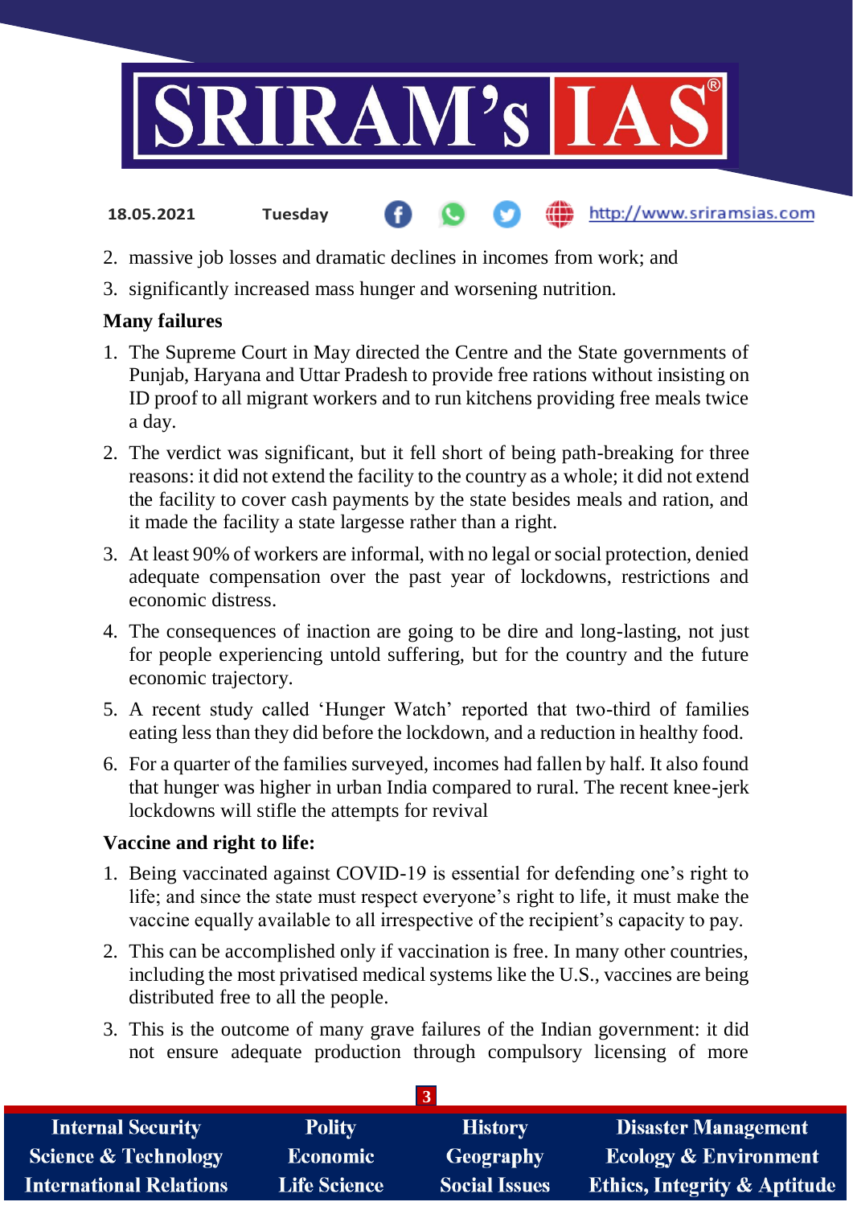2. massive job losses and dramatic declines in incomes from work; and
3. significantly increased mass hunger and worsening nutrition.

**Many failures**

1. The Supreme Court in May directed the Centre and the State governments of Punjab, Haryana and Uttar Pradesh to provide free rations without insisting on ID proof to all migrant workers and to run kitchens providing free meals twice a day.
2. The verdict was significant, but it fell short of being path-breaking for three reasons: it did not extend the facility to the country as a whole; it did not extend the facility to cover cash payments by the state besides meals and ration, and it made the facility a state largesse rather than a right.
3. At least 90% of workers are informal, with no legal or social protection, denied adequate compensation over the past year of lockdowns, restrictions and economic distress.
4. The consequences of inaction are going to be dire and long-lasting, not just for people experiencing untold suffering, but for the country and the future economic trajectory.
5. A recent study called 'Hunger Watch' reported that two-third of families eating less than they did before the lockdown, and a reduction in healthy food.
6. For a quarter of the families surveyed, incomes had fallen by half. It also found that hunger was higher in urban India compared to rural. The recent knee-jerk lockdowns will stifle the attempts for revival

**Vaccine and right to life:**

1. Being vaccinated against COVID-19 is essential for defending one's right to life; and since the state must respect everyone's right to life, it must make the vaccine equally available to all irrespective of the recipient's capacity to pay.
2. This can be accomplished only if vaccination is free. In many other countries, including the most privatised medical systems like the U.S., vaccines are being distributed free to all the people.
3. This is the outcome of many grave failures of the Indian government: it did not ensure adequate production through compulsory licensing of more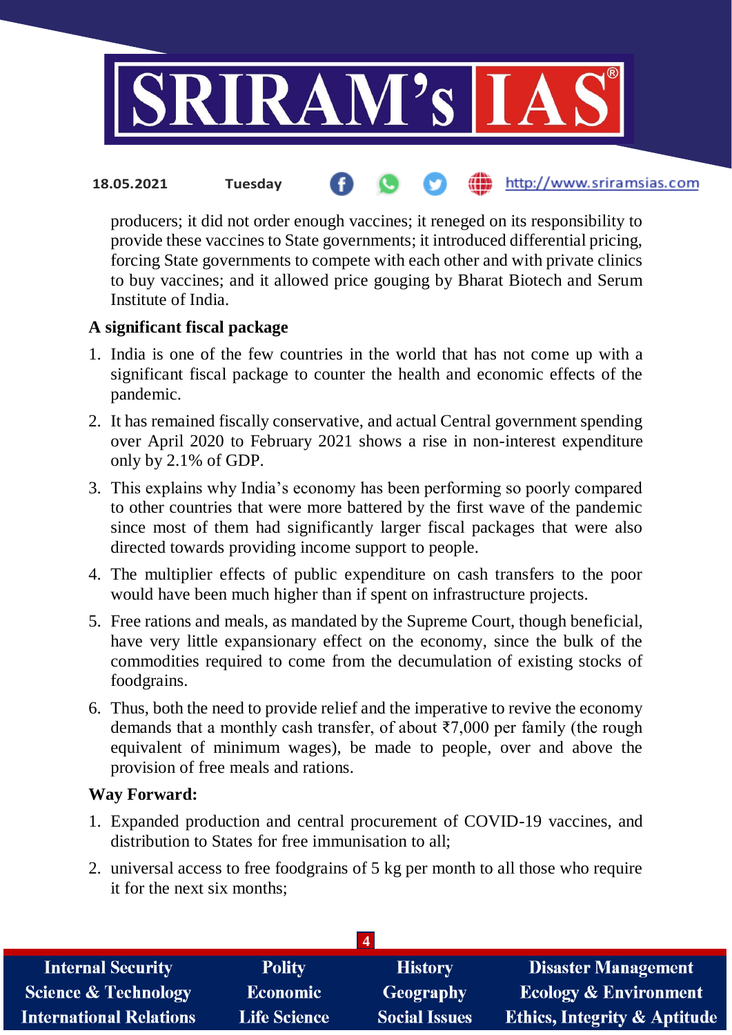producers; it did not order enough vaccines; it reneged on its responsibility to provide these vaccines to State governments; it introduced differential pricing, forcing State governments to compete with each other and with private clinics to buy vaccines; and it allowed price gouging by Bharat Biotech and Serum Institute of India.

**A significant fiscal package**

1. India is one of the few countries in the world that has not come up with a significant fiscal package to counter the health and economic effects of the pandemic.
2. It has remained fiscally conservative, and actual Central government spending over April 2020 to February 2021 shows a rise in non-interest expenditure only by 2.1% of GDP.
3. This explains why India's economy has been performing so poorly compared to other countries that were more battered by the first wave of the pandemic since most of them had significantly larger fiscal packages that were also directed towards providing income support to people.
4. The multiplier effects of public expenditure on cash transfers to the poor would have been much higher than if spent on infrastructure projects.
5. Free rations and meals, as mandated by the Supreme Court, though beneficial, have very little expansionary effect on the economy, since the bulk of the commodities required to come from the decumulation of existing stocks of foodgrains.
6. Thus, both the need to provide relief and the imperative to revive the economy demands that a monthly cash transfer, of about ₹7,000 per family (the rough equivalent of minimum wages), be made to people, over and above the provision of free meals and rations.

**Way Forward:**

1. Expanded production and central procurement of COVID-19 vaccines, and distribution to States for free immunisation to all;
2. universal access to free foodgrains of 5 kg per month to all those who require it for the next six months;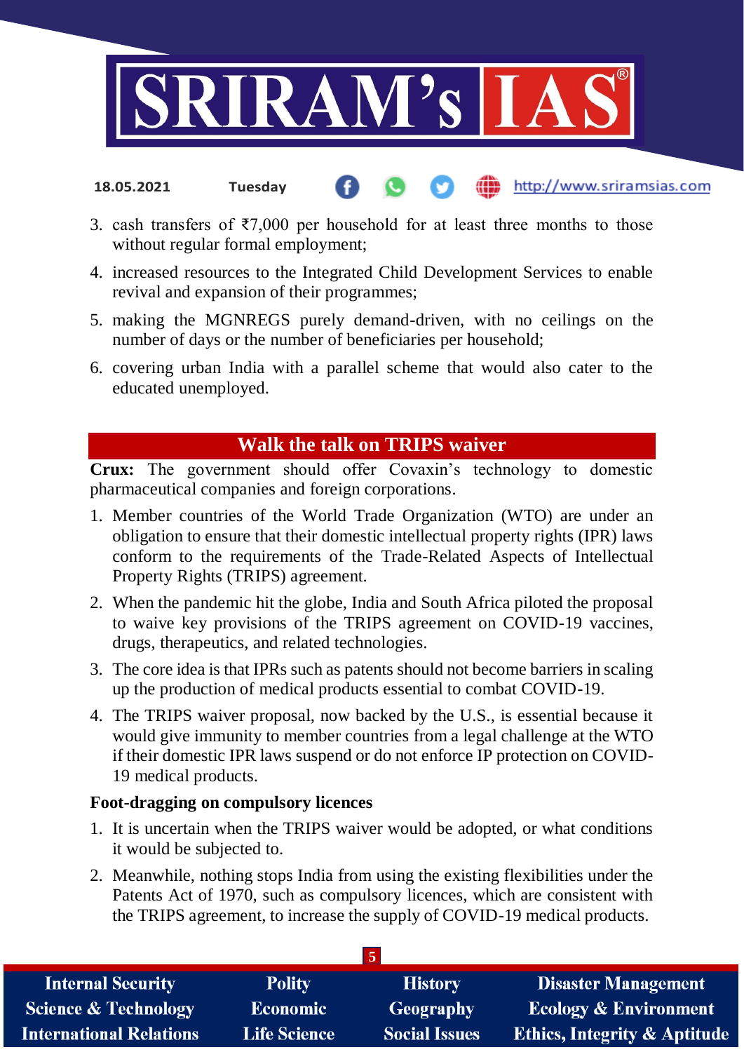3. cash transfers of ₹7,000 per household for at least three months to those without regular formal employment;
4. increased resources to the Integrated Child Development Services to enable revival and expansion of their programmes;
5. making the MGNREGS purely demand-driven, with no ceilings on the number of days or the number of beneficiaries per household;
6. covering urban India with a parallel scheme that would also cater to the educated unemployed.

## Walk the talk on TRIPS waiver

**Crux:** The government should offer Covaxin's technology to domestic pharmaceutical companies and foreign corporations.

1. Member countries of the World Trade Organization (WTO) are under an obligation to ensure that their domestic intellectual property rights (IPR) laws conform to the requirements of the Trade-Related Aspects of Intellectual Property Rights (TRIPS) agreement.
2. When the pandemic hit the globe, India and South Africa piloted the proposal to waive key provisions of the TRIPS agreement on COVID-19 vaccines, drugs, therapeutics, and related technologies.
3. The core idea is that IPRs such as patents should not become barriers in scaling up the production of medical products essential to combat COVID-19.
4. The TRIPS waiver proposal, now backed by the U.S., is essential because it would give immunity to member countries from a legal challenge at the WTO if their domestic IPR laws suspend or do not enforce IP protection on COVID-19 medical products.

### Foot-dragging on compulsory licences

1. It is uncertain when the TRIPS waiver would be adopted, or what conditions it would be subjected to.
2. Meanwhile, nothing stops India from using the existing flexibilities under the Patents Act of 1970, such as compulsory licences, which are consistent with the TRIPS agreement, to increase the supply of COVID-19 medical products.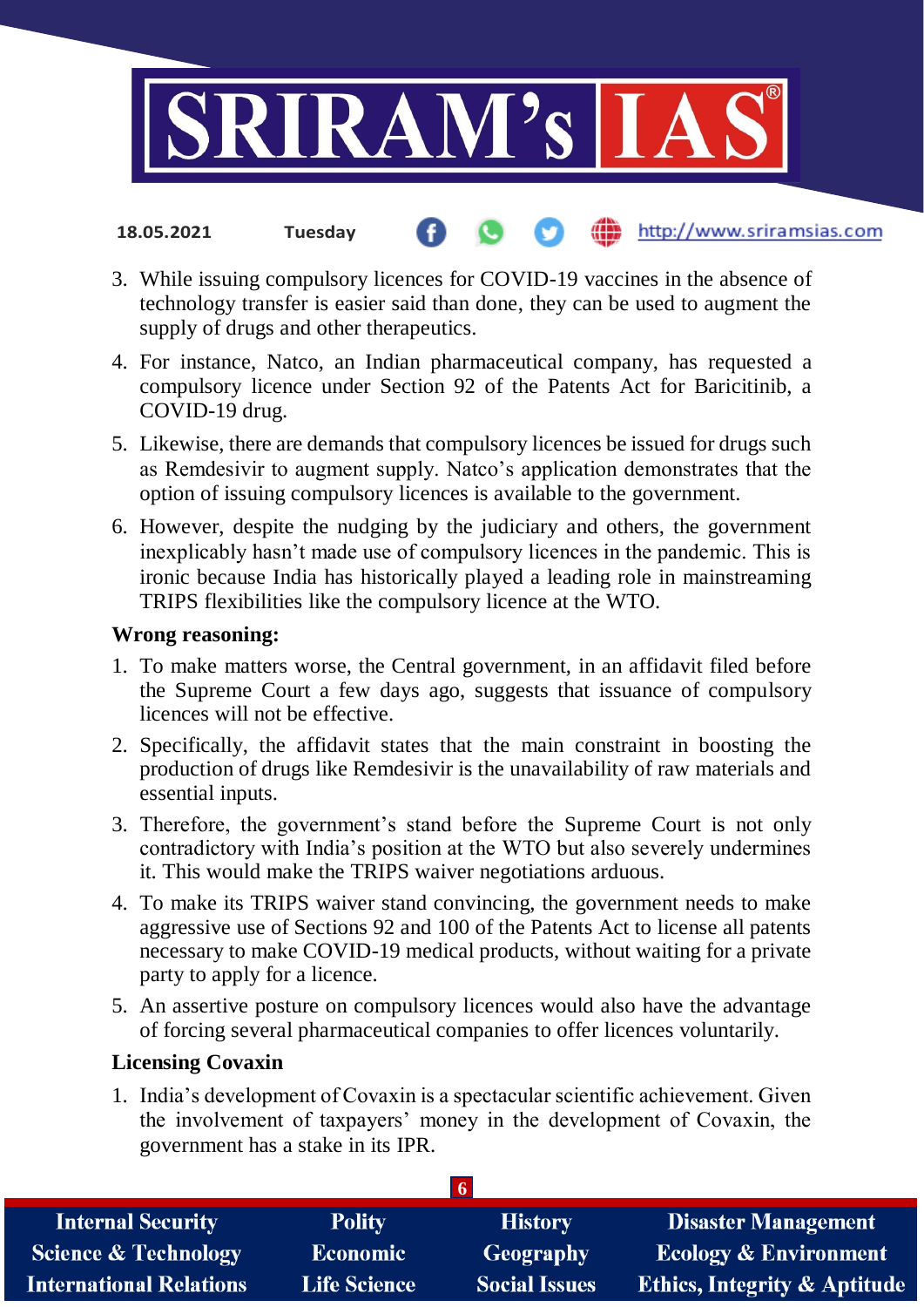3. While issuing compulsory licences for COVID-19 vaccines in the absence of technology transfer is easier said than done, they can be used to augment the supply of drugs and other therapeutics.
4. For instance, Natco, an Indian pharmaceutical company, has requested a compulsory licence under Section 92 of the Patents Act for Baricitinib, a COVID-19 drug.
5. Likewise, there are demands that compulsory licences be issued for drugs such as Remdesivir to augment supply. Natco's application demonstrates that the option of issuing compulsory licences is available to the government.
6. However, despite the nudging by the judiciary and others, the government inexplicably hasn't made use of compulsory licences in the pandemic. This is ironic because India has historically played a leading role in mainstreaming TRIPS flexibilities like the compulsory licence at the WTO.

**Wrong reasoning:**

1. To make matters worse, the Central government, in an affidavit filed before the Supreme Court a few days ago, suggests that issuance of compulsory licences will not be effective.
2. Specifically, the affidavit states that the main constraint in boosting the production of drugs like Remdesivir is the unavailability of raw materials and essential inputs.
3. Therefore, the government's stand before the Supreme Court is not only contradictory with India's position at the WTO but also severely undermines it. This would make the TRIPS waiver negotiations arduous.
4. To make its TRIPS waiver stand convincing, the government needs to make aggressive use of Sections 92 and 100 of the Patents Act to license all patents necessary to make COVID-19 medical products, without waiting for a private party to apply for a licence.
5. An assertive posture on compulsory licences would also have the advantage of forcing several pharmaceutical companies to offer licences voluntarily.

**Licensing Covaxin**

1. India's development of Covaxin is a spectacular scientific achievement. Given the involvement of taxpayers' money in the development of Covaxin, the government has a stake in its IPR.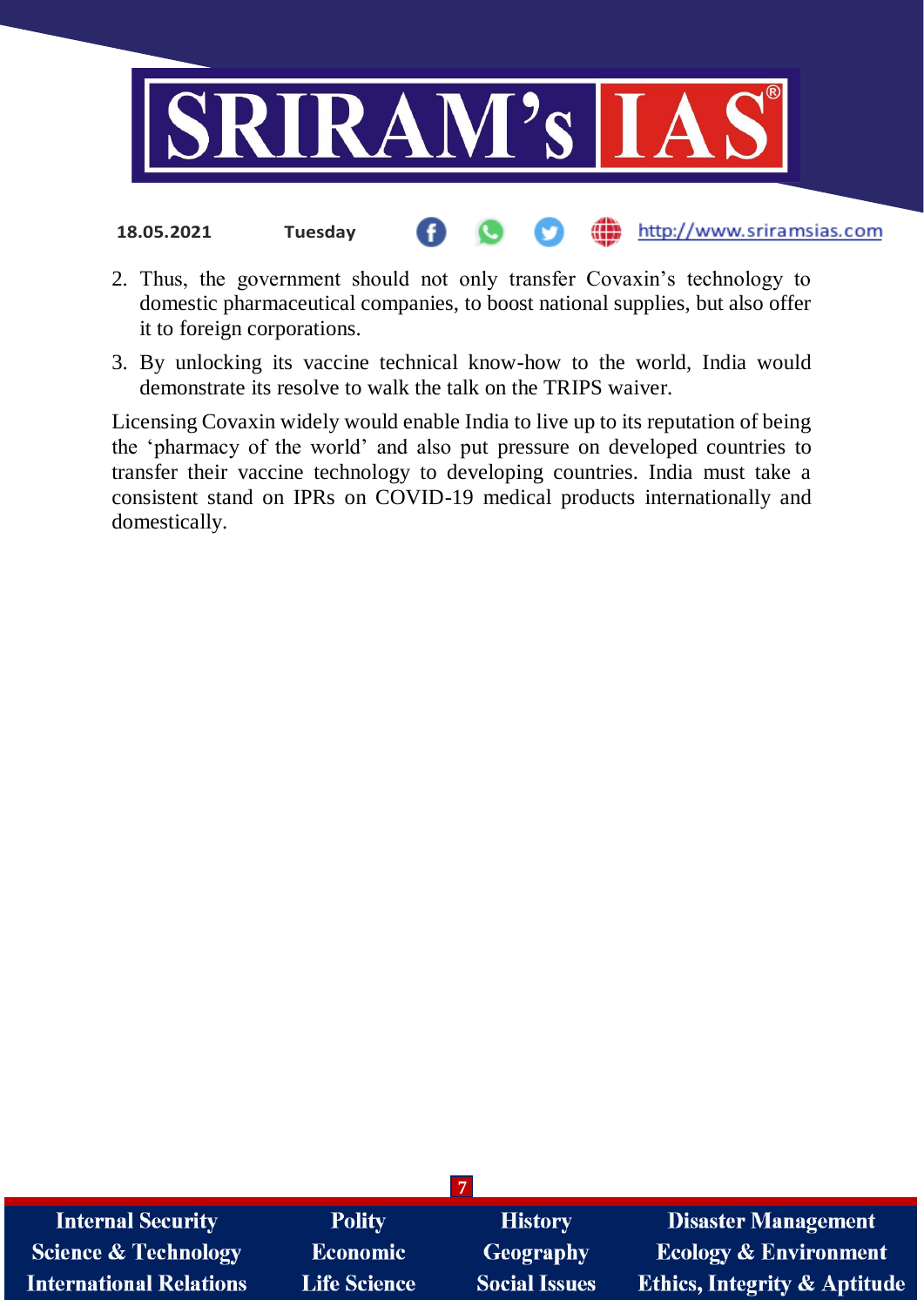2. Thus, the government should not only transfer Covaxin's technology to domestic pharmaceutical companies, to boost national supplies, but also offer it to foreign corporations.
3. By unlocking its vaccine technical know-how to the world, India would demonstrate its resolve to walk the talk on the TRIPS waiver.

Licensing Covaxin widely would enable India to live up to its reputation of being the 'pharmacy of the world' and also put pressure on developed countries to transfer their vaccine technology to developing countries. India must take a consistent stand on IPRs on COVID-19 medical products internationally and domestically.